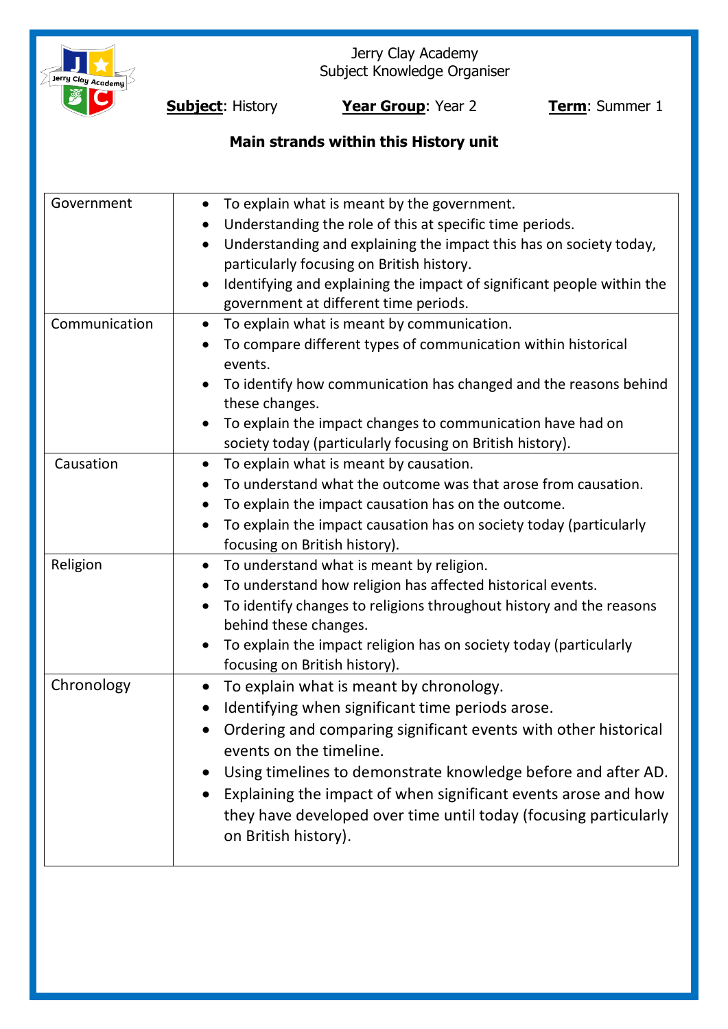Jerry Clay Academy
Subject Knowledge Organiser

**Subject**: History | **Year Group**: Year 2 | **Term**: Summer 1

## Main strands within this History unit

| | |
|---|---|
| Government | • To explain what is meant by the government.<br>• Understanding the role of this at specific time periods.<br>• Understanding and explaining the impact this has on society today, particularly focusing on British history.<br>• Identifying and explaining the impact of significant people within the government at different time periods. |
| Communication | • To explain what is meant by communication.<br>• To compare different types of communication within historical events.<br>• To identify how communication has changed and the reasons behind these changes.<br>• To explain the impact changes to communication have had on society today (particularly focusing on British history). |
| Causation | • To explain what is meant by causation.<br>• To understand what the outcome was that arose from causation.<br>• To explain the impact causation has on the outcome.<br>• To explain the impact causation has on society today (particularly focusing on British history). |
| Religion | • To understand what is meant by religion.<br>• To understand how religion has affected historical events.<br>• To identify changes to religions throughout history and the reasons behind these changes.<br>• To explain the impact religion has on society today (particularly focusing on British history). |
| Chronology | • To explain what is meant by chronology.<br>• Identifying when significant time periods arose.<br>• Ordering and comparing significant events with other historical events on the timeline.<br>• Using timelines to demonstrate knowledge before and after AD.<br>• Explaining the impact of when significant events arose and how they have developed over time until today (focusing particularly on British history). |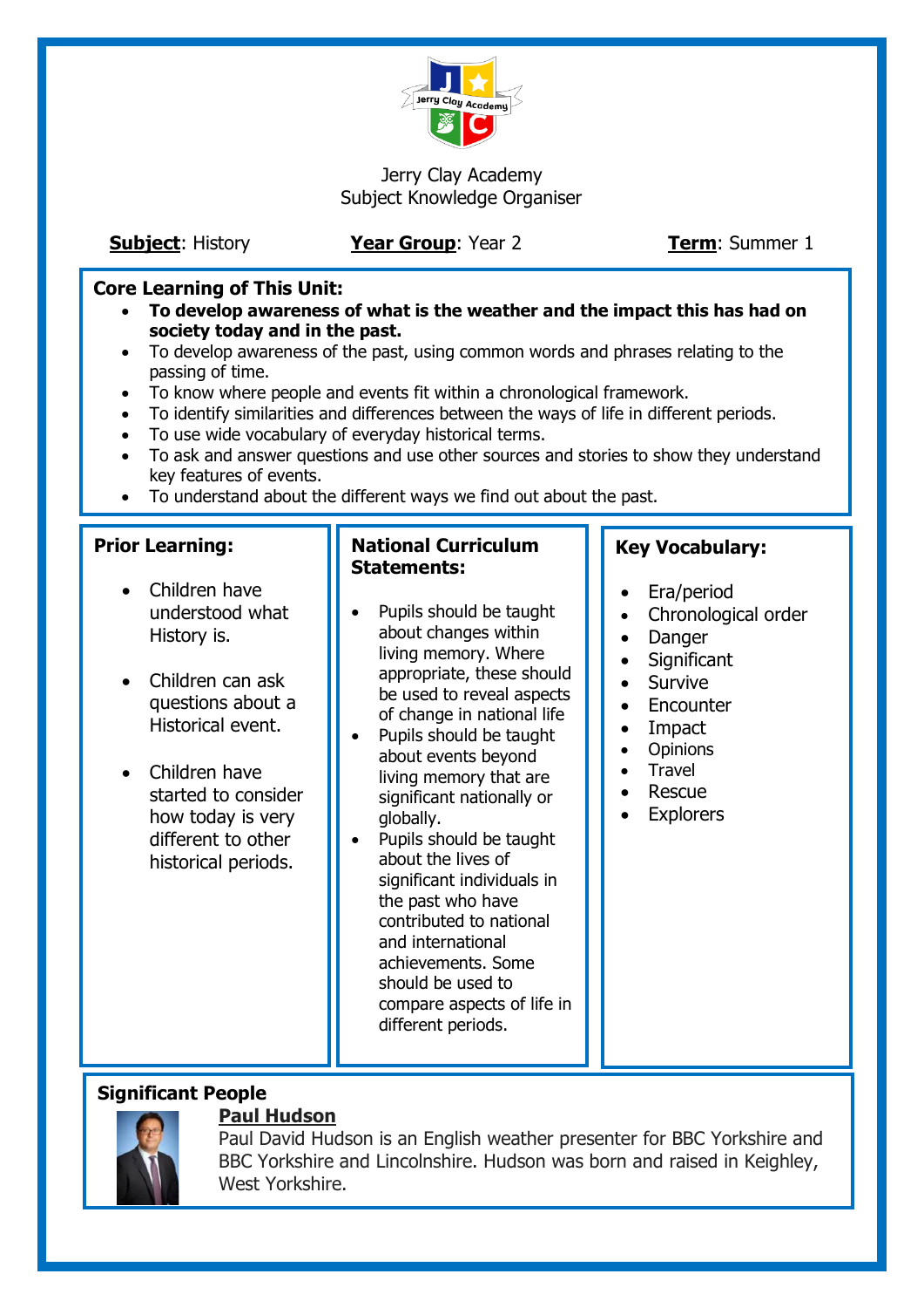Jerry Clay Academy
Subject Knowledge Organiser

**Subject**: History **Year Group**: Year 2 **Term**: Summer 1

## Core Learning of This Unit:

- **To develop awareness of what is the weather and the impact this has had on society today and in the past.**
- To develop awareness of the past, using common words and phrases relating to the passing of time.
- To know where people and events fit within a chronological framework.
- To identify similarities and differences between the ways of life in different periods.
- To use wide vocabulary of everyday historical terms.
- To ask and answer questions and use other sources and stories to show they understand key features of events.
- To understand about the different ways we find out about the past.

## Prior Learning:

- Children have understood what History is.
- Children can ask questions about a Historical event.
- Children have started to consider how today is very different to other historical periods.

## National Curriculum Statements:

- Pupils should be taught about changes within living memory. Where appropriate, these should be used to reveal aspects of change in national life
- Pupils should be taught about events beyond living memory that are significant nationally or globally.
- Pupils should be taught about the lives of significant individuals in the past who have contributed to national and international achievements. Some should be used to compare aspects of life in different periods.

## Key Vocabulary:

- Era/period
- Chronological order
- Danger
- Significant
- Survive
- Encounter
- Impact
- Opinions
- Travel
- Rescue
- Explorers

## Significant People

**Paul Hudson**

Paul David Hudson is an English weather presenter for BBC Yorkshire and BBC Yorkshire and Lincolnshire. Hudson was born and raised in Keighley, West Yorkshire.